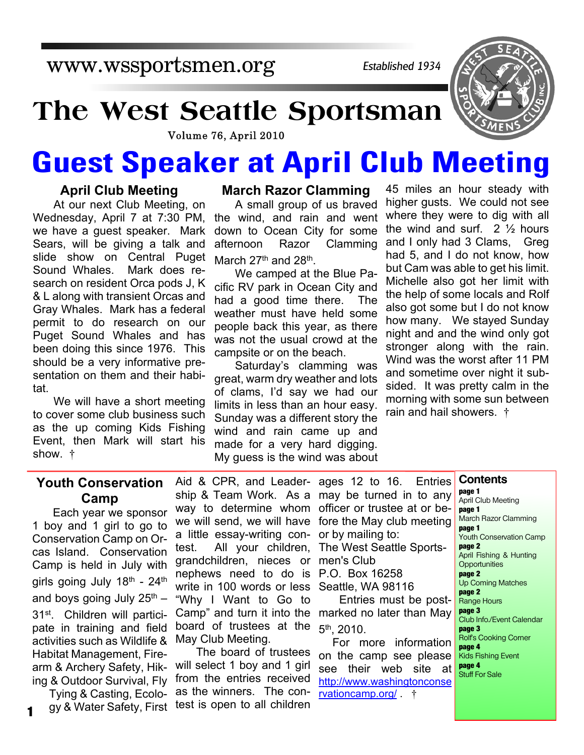www.wssportsmen.org

*Established 1934*

# The West Seattle Sportsman

Volume 76, April 2010

# Guest Speaker at April Club Meeting

## April Club Meeting

At our next Club Meeting, on Wednesday, April 7 at 7:30 PM, we have a guest speaker. Mark Sears, will be giving a talk and slide show on Central Puget Sound Whales. Mark does research on resident Orca pods J, K & L along with transient Orcas and Gray Whales. Mark has a federal permit to do research on our Puget Sound Whales and has been doing this since 1976. This should be a very informative presentation on them and their habitat.

We will have a short meeting to cover some club business such as the up coming Kids Fishing Event, then Mark will start his show. †

## March Razor Clamming

A small group of us braved the wind, and rain and went down to Ocean City for some afternoon Razor Clamming March 27th and 28th.

We camped at the Blue Pacific RV park in Ocean City and had a good time there. The weather must have held some people back this year, as there was not the usual crowd at the campsite or on the beach.

Saturday's clamming was great, warm dry weather and lots of clams, I'd say we had our limits in less than an hour easy. Sunday was a different story the wind and rain came up and made for a very hard digging. My guess is the wind was about 45 miles an hour steady with higher gusts. We could not see where they were to dig with all the wind and surf. 2 ½ hours and I only had 3 Clams, Greg had 5, and I do not know, how but Cam was able to get his limit. Michelle also got her limit with the help of some locals and Rolf also got some but I do not know how many. We stayed Sunday night and and the wind only got stronger along with the rain. Wind was the worst after 11 PM and sometime over night it subsided. It was pretty calm in the morning with some sun between rain and hail showers. †

## Youth Conservation Camp

Each year we sponsor 1 boy and 1 girl to go to Conservation Camp on Orcas Island. Conservation Camp is held in July with girls going July 18th - 24th and boys going July 25th – 31st. Children will participate in training and field activities such as Wildlife & Habitat Management, Firearm & Archery Safety, Hiking & Outdoor Survival, Fly Tying & Casting, Ecology & Water Safety, First Aid & CPR, and Leadership & Team Work. As a way to determine whom we will send, we will have a little essay-writing contest. All your children, grandchildren, nieces or nephews need to do is write in 100 words or less "Why I Want to Go to Camp" and turn it into the board of trustees at the May Club Meeting.

The board of trustees will select 1 boy and 1 girl from the entries received as the winners. The contest is open to all children ages 12 to 16. Entries may be turned in to any officer or trustee at or before the May club meeting or by mailing to:

The West Seattle Sportsmen's Club
P.O. Box 16258
Seattle, WA 98116

Entries must be postmarked no later than May 5th, 2010.

For more information on the camp see please see their web site at http://www.washingtonconservationcamp.org/ . †

## Contents

- **page 1** April Club Meeting
- **page 1** March Razor Clamming
- **page 1** Youth Conservation Camp
- **page 2** April Fishing & Hunting Opportunities
- **page 2** Up Coming Matches
- **page 2** Range Hours
- **page 3** Club Info./Event Calendar
- **page 3** Rolf's Cooking Corner
- **page 4** Kids Fishing Event
- **page 4** Stuff For Sale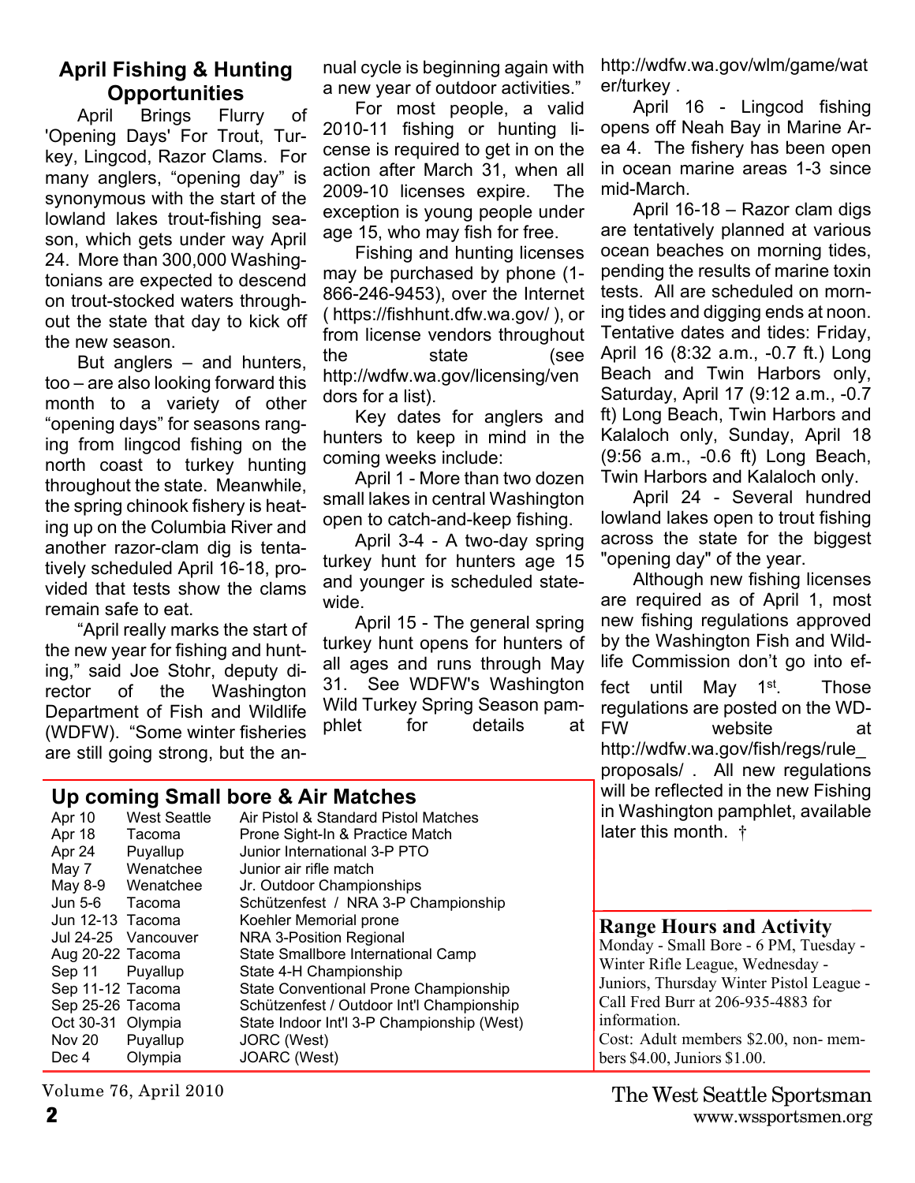## April Fishing & Hunting Opportunities

April Brings Flurry of 'Opening Days' For Trout, Turkey, Lingcod, Razor Clams. For many anglers, "opening day" is synonymous with the start of the lowland lakes trout-fishing season, which gets under way April 24. More than 300,000 Washingtonians are expected to descend on trout-stocked waters throughout the state that day to kick off the new season.

But anglers – and hunters, too – are also looking forward this month to a variety of other "opening days" for seasons ranging from lingcod fishing on the north coast to turkey hunting throughout the state. Meanwhile, the spring chinook fishery is heating up on the Columbia River and another razor-clam dig is tentatively scheduled April 16-18, provided that tests show the clams remain safe to eat.

"April really marks the start of the new year for fishing and hunting," said Joe Stohr, deputy director of the Washington Department of Fish and Wildlife (WDFW). "Some winter fisheries are still going strong, but the annual cycle is beginning again with a new year of outdoor activities."

For most people, a valid 2010-11 fishing or hunting license is required to get in on the action after March 31, when all 2009-10 licenses expire. The exception is young people under age 15, who may fish for free.

Fishing and hunting licenses may be purchased by phone (1-866-246-9453), over the Internet ( https://fishhunt.dfw.wa.gov/ ), or from license vendors throughout the state (see http://wdfw.wa.gov/licensing/vendors for a list).

Key dates for anglers and hunters to keep in mind in the coming weeks include:

April 1 - More than two dozen small lakes in central Washington open to catch-and-keep fishing.

April 3-4 - A two-day spring turkey hunt for hunters age 15 and younger is scheduled statewide.

April 15 - The general spring turkey hunt opens for hunters of all ages and runs through May 31. See WDFW's Washington Wild Turkey Spring Season pamphlet for details at http://wdfw.wa.gov/wlm/game/water/turkey .

April 16 - Lingcod fishing opens off Neah Bay in Marine Area 4. The fishery has been open in ocean marine areas 1-3 since mid-March.

April 16-18 – Razor clam digs are tentatively planned at various ocean beaches on morning tides, pending the results of marine toxin tests. All are scheduled on morning tides and digging ends at noon. Tentative dates and tides: Friday, April 16 (8:32 a.m., -0.7 ft.) Long Beach and Twin Harbors only, Saturday, April 17 (9:12 a.m., -0.7 ft) Long Beach, Twin Harbors and Kalaloch only, Sunday, April 18 (9:56 a.m., -0.6 ft) Long Beach, Twin Harbors and Kalaloch only.

April 24 - Several hundred lowland lakes open to trout fishing across the state for the biggest "opening day" of the year.

Although new fishing licenses are required as of April 1, most new fishing regulations approved by the Washington Fish and Wildlife Commission don't go into effect until May 1st. Those regulations are posted on the WDFW website at http://wdfw.wa.gov/fish/regs/rule_proposals/ . All new regulations will be reflected in the new Fishing in Washington pamphlet, available later this month. †

## Up coming Small bore & Air Matches

| Date | Location | Match |
|---|---|---|
| Apr 10 | West Seattle | Air Pistol & Standard Pistol Matches |
| Apr 18 | Tacoma | Prone Sight-In & Practice Match |
| Apr 24 | Puyallup | Junior International 3-P PTO |
| May 7 | Wenatchee | Junior air rifle match |
| May 8-9 | Wenatchee | Jr. Outdoor Championships |
| Jun 5-6 | Tacoma | Schützenfest / NRA 3-P Championship |
| Jun 12-13 | Tacoma | Koehler Memorial prone |
| Jul 24-25 | Vancouver | NRA 3-Position Regional |
| Aug 20-22 | Tacoma | State Smallbore International Camp |
| Sep 11 | Puyallup | State 4-H Championship |
| Sep 11-12 | Tacoma | State Conventional Prone Championship |
| Sep 25-26 | Tacoma | Schützenfest / Outdoor Int'l Championship |
| Oct 30-31 | Olympia | State Indoor Int'l 3-P Championship (West) |
| Nov 20 | Puyallup | JORC (West) |
| Dec 4 | Olympia | JOARC (West) |

## Range Hours and Activity

Monday - Small Bore - 6 PM, Tuesday - Winter Rifle League, Wednesday - Juniors, Thursday Winter Pistol League - Call Fred Burr at 206-935-4883 for information.

Cost: Adult members $2.00, non- members $4.00, Juniors $1.00.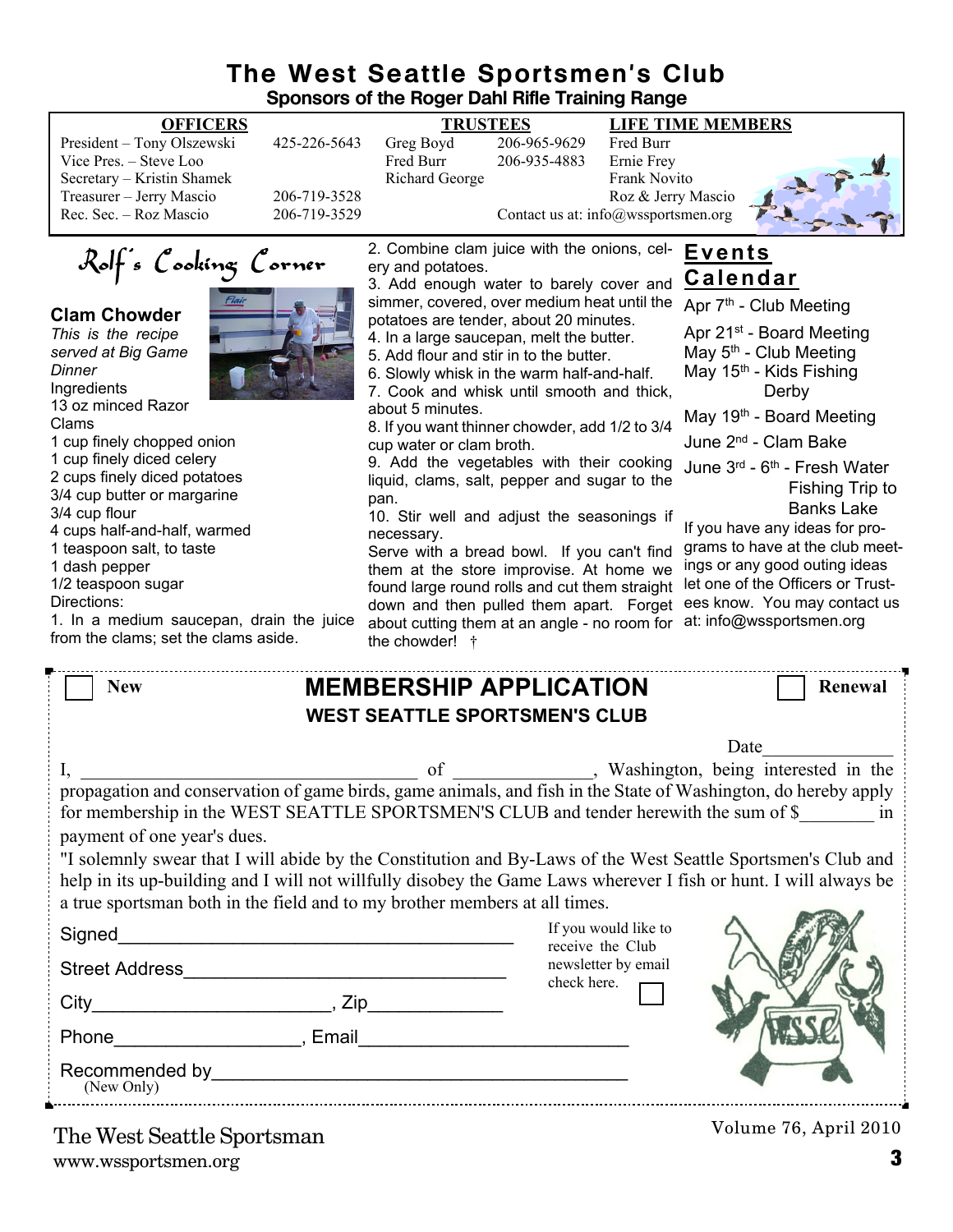# The West Seattle Sportsmen's Club

**Sponsors of the Roger Dahl Rifle Training Range**

| OFFICERS | | TRUSTEES | | LIFE TIME MEMBERS |
|---|---|---|---|---|
| President – Tony Olszewski | 425-226-5643 | Greg Boyd | 206-965-9629 | Fred Burr |
| Vice Pres. – Steve Loo | | Fred Burr | 206-935-4883 | Ernie Frey |
| Secretary – Kristin Shamek | | Richard George | | Frank Novito |
| Treasurer – Jerry Mascio | 206-719-3528 | | | Roz & Jerry Mascio |
| Rec. Sec. – Roz Mascio | 206-719-3529 | | | |

Contact us at: info@wssportsmen.org

## Rolf's Cooking Corner

### Clam Chowder

*This is the recipe served at Big Game Dinner*

Ingredients

- 13 oz minced Razor Clams
- 1 cup finely chopped onion
- 1 cup finely diced celery
- 2 cups finely diced potatoes
- 3/4 cup butter or margarine
- 3/4 cup flour
- 4 cups half-and-half, warmed
- 1 teaspoon salt, to taste
- 1 dash pepper
- 1/2 teaspoon sugar

Directions:

1. In a medium saucepan, drain the juice from the clams; set the clams aside.
2. Combine clam juice with the onions, celery and potatoes.
3. Add enough water to barely cover and simmer, covered, over medium heat until the potatoes are tender, about 20 minutes.
4. In a large saucepan, melt the butter.
5. Add flour and stir in to the butter.
6. Slowly whisk in the warm half-and-half.
7. Cook and whisk until smooth and thick, about 5 minutes.
8. If you want thinner chowder, add 1/2 to 3/4 cup water or clam broth.
9. Add the vegetables with their cooking liquid, clams, salt, pepper and sugar to the pan.
10. Stir well and adjust the seasonings if necessary.

Serve with a bread bowl. If you can't find them at the store improvise. At home we found large round rolls and cut them straight down and then pulled them apart. Forget about cutting them at an angle - no room for the chowder! †

## Events Calendar

- Apr 7th - Club Meeting
- Apr 21st - Board Meeting
- May 5th - Club Meeting
- May 15th - Kids Fishing Derby
- May 19th - Board Meeting
- June 2nd - Clam Bake
- June 3rd - 6th - Fresh Water Fishing Trip to Banks Lake

If you have any ideas for programs to have at the club meetings or any good outing ideas let one of the Officers or Trustees know. You may contact us at: info@wssportsmen.org

---

☐ New **MEMBERSHIP APPLICATION** ☐ Renewal

**WEST SEATTLE SPORTSMEN'S CLUB**

Date______________

I, ____________________________________ of ______________, Washington, being interested in the propagation and conservation of game birds, game animals, and fish in the State of Washington, do hereby apply for membership in the WEST SEATTLE SPORTSMEN'S CLUB and tender herewith the sum of $________ in payment of one year's dues.

"I solemnly swear that I will abide by the Constitution and By-Laws of the West Seattle Sportsmen's Club and help in its up-building and I will not willfully disobey the Game Laws wherever I fish or hunt. I will always be a true sportsman both in the field and to my brother members at all times.

Signed_______________________________________

Street Address_______________________________

City_______________________, Zip____________

Phone__________________, Email_________________________

Recommended by________________________________________
(New Only)

If you would like to receive the Club newsletter by email check here. ☐

The West Seattle Sportsman
www.wssportsmen.org

Volume 76, April 2010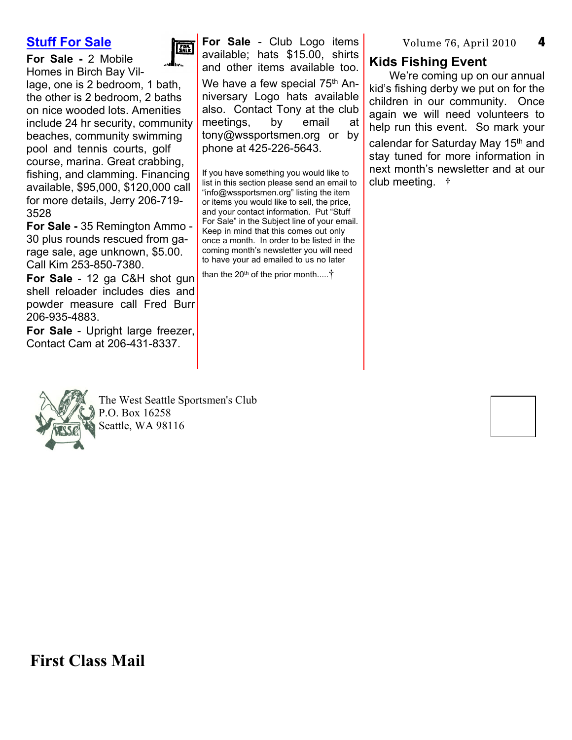## Stuff For Sale

**For Sale -** 2 Mobile Homes in Birch Bay Village, one is 2 bedroom, 1 bath, the other is 2 bedroom, 2 baths on nice wooded lots. Amenities include 24 hr security, community beaches, community swimming pool and tennis courts, golf course, marina. Great crabbing, fishing, and clamming. Financing available, $95,000, $120,000 call for more details, Jerry 206-719-3528

**For Sale -** 35 Remington Ammo - 30 plus rounds rescued from garage sale, age unknown, $5.00. Call Kim 253-850-7380.

**For Sale** - 12 ga C&H shot gun shell reloader includes dies and powder measure call Fred Burr 206-935-4883.

**For Sale** - Upright large freezer, Contact Cam at 206-431-8337.

**For Sale** - Club Logo items available; hats $15.00, shirts and other items available too. We have a few special 75th Anniversary Logo hats available also. Contact Tony at the club meetings, by email at tony@wssportsmen.org or by phone at 425-226-5643.

If you have something you would like to list in this section please send an email to "info@wssportsmen.org" listing the item or items you would like to sell, the price, and your contact information. Put "Stuff For Sale" in the Subject line of your email. Keep in mind that this comes out only once a month. In order to be listed in the coming month's newsletter you will need to have your ad emailed to us no later than the 20th of the prior month.....†

## Kids Fishing Event

We're coming up on our annual kid's fishing derby we put on for the children in our community. Once again we will need volunteers to help run this event. So mark your calendar for Saturday May 15th and stay tuned for more information in next month's newsletter and at our club meeting. †

The West Seattle Sportsmen's Club
P.O. Box 16258
Seattle, WA 98116

**First Class Mail**